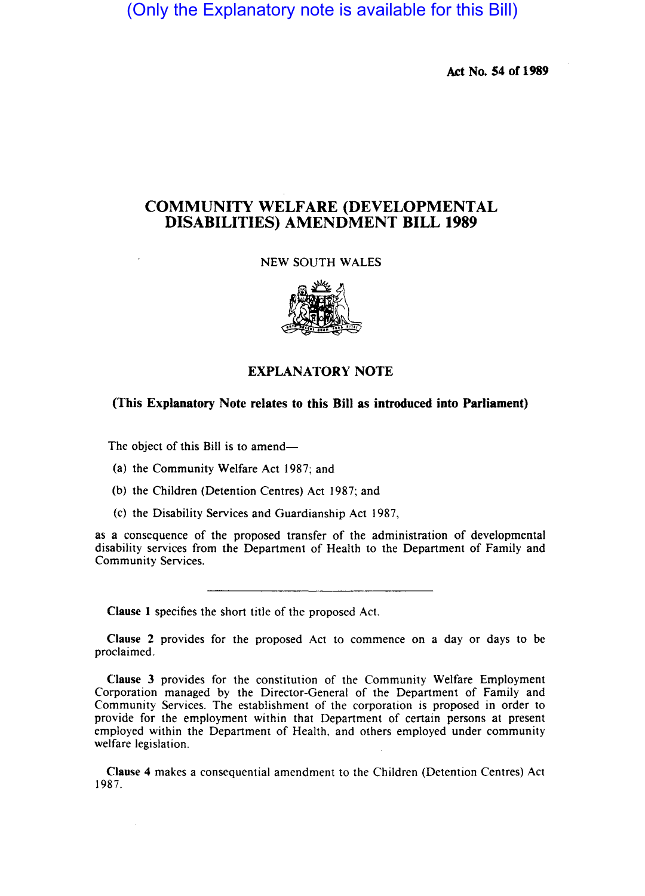(Only the Explanatory note is available for this Bill)

**Act No. 54 of 1989**

# COMMUNITY WELFARE (DEVELOPMENTAL DISABILITIES) AMENDMENT BILL 1989

NEW SOUTH WALES

## EXPLANATORY NOTE

**(This Explanatory Note relates to this Bill as introduced into Parliament)**

The object of this Bill is to amend—

(a) the Community Welfare Act 1987; and

(b) the Children (Detention Centres) Act 1987; and

(c) the Disability Services and Guardianship Act 1987,

as a consequence of the proposed transfer of the administration of developmental disability services from the Department of Health to the Department of Family and Community Services.

---

**Clause 1** specifies the short title of the proposed Act.

**Clause 2** provides for the proposed Act to commence on a day or days to be proclaimed.

**Clause 3** provides for the constitution of the Community Welfare Employment Corporation managed by the Director-General of the Department of Family and Community Services. The establishment of the corporation is proposed in order to provide for the employment within that Department of certain persons at present employed within the Department of Health, and others employed under community welfare legislation.

**Clause 4** makes a consequential amendment to the Children (Detention Centres) Act 1987.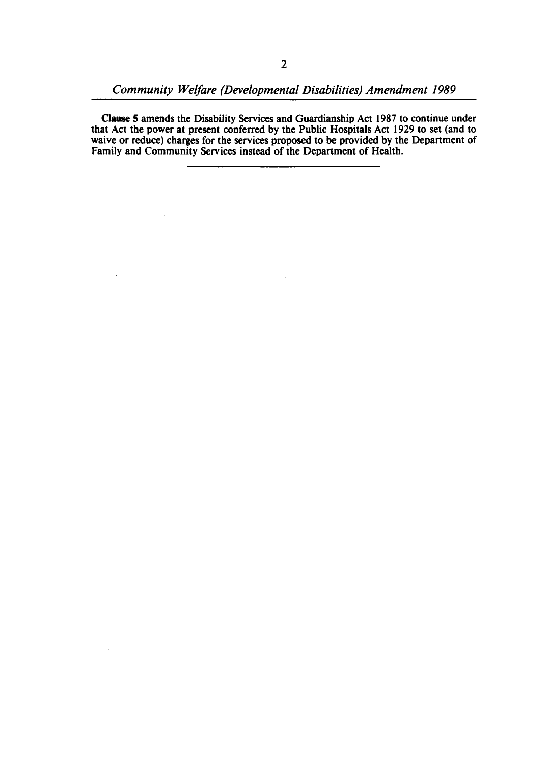**Clause 5** amends the Disability Services and Guardianship Act 1987 to continue under that Act the power at present conferred by the Public Hospitals Act 1929 to set (and to waive or reduce) charges for the services proposed to be provided by the Department of Family and Community Services instead of the Department of Health.